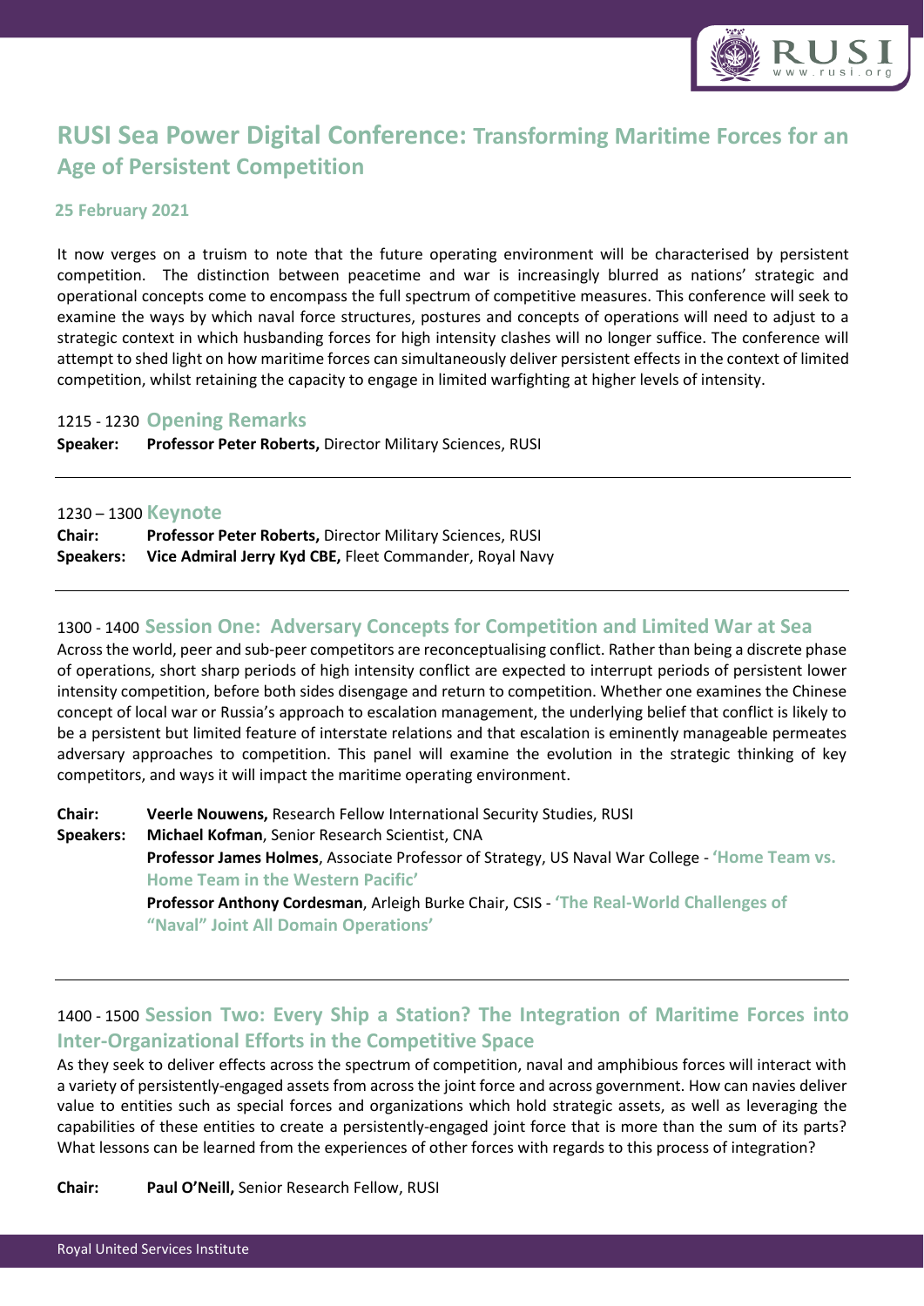# RUSI Sea Power Digital Conference: Transforming Maritime Forces for an Age of Persistent Competition

**25 February 2021**

It now verges on a truism to note that the future operating environment will be characterised by persistent competition. The distinction between peacetime and war is increasingly blurred as nations' strategic and operational concepts come to encompass the full spectrum of competitive measures. This conference will seek to examine the ways by which naval force structures, postures and concepts of operations will need to adjust to a strategic context in which husbanding forces for high intensity clashes will no longer suffice. The conference will attempt to shed light on how maritime forces can simultaneously deliver persistent effects in the context of limited competition, whilst retaining the capacity to engage in limited warfighting at higher levels of intensity.

## 1215 - 1230 Opening Remarks

**Speaker:** **Professor Peter Roberts,** Director Military Sciences, RUSI

---

## 1230 – 1300 Keynote

**Chair:** **Professor Peter Roberts,** Director Military Sciences, RUSI

**Speakers:** **Vice Admiral Jerry Kyd CBE,** Fleet Commander, Royal Navy

---

## 1300 - 1400 Session One: Adversary Concepts for Competition and Limited War at Sea

Across the world, peer and sub-peer competitors are reconceptualising conflict. Rather than being a discrete phase of operations, short sharp periods of high intensity conflict are expected to interrupt periods of persistent lower intensity competition, before both sides disengage and return to competition. Whether one examines the Chinese concept of local war or Russia's approach to escalation management, the underlying belief that conflict is likely to be a persistent but limited feature of interstate relations and that escalation is eminently manageable permeates adversary approaches to competition. This panel will examine the evolution in the strategic thinking of key competitors, and ways it will impact the maritime operating environment.

**Chair:** **Veerle Nouwens,** Research Fellow International Security Studies, RUSI

**Speakers:** **Michael Kofman**, Senior Research Scientist, CNA

**Professor James Holmes**, Associate Professor of Strategy, US Naval War College - **'Home Team vs. Home Team in the Western Pacific'**

**Professor Anthony Cordesman**, Arleigh Burke Chair, CSIS - **'The Real-World Challenges of "Naval" Joint All Domain Operations'**

---

## 1400 - 1500 Session Two: Every Ship a Station? The Integration of Maritime Forces into Inter-Organizational Efforts in the Competitive Space

As they seek to deliver effects across the spectrum of competition, naval and amphibious forces will interact with a variety of persistently-engaged assets from across the joint force and across government. How can navies deliver value to entities such as special forces and organizations which hold strategic assets, as well as leveraging the capabilities of these entities to create a persistently-engaged joint force that is more than the sum of its parts? What lessons can be learned from the experiences of other forces with regards to this process of integration?

**Chair:** **Paul O'Neill,** Senior Research Fellow, RUSI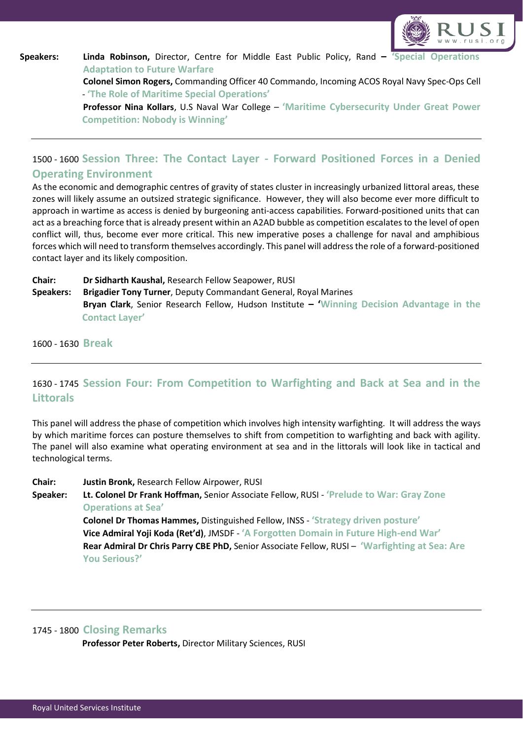**Speakers:** **Linda Robinson,** Director, Centre for Middle East Public Policy, Rand – **'Special Operations Adaptation to Future Warfare**

**Colonel Simon Rogers,** Commanding Officer 40 Commando, Incoming ACOS Royal Navy Spec-Ops Cell - **'The Role of Maritime Special Operations'**

**Professor Nina Kollars**, U.S Naval War College – **'Maritime Cybersecurity Under Great Power Competition: Nobody is Winning'**

---

## 1500 - 1600 Session Three: The Contact Layer - Forward Positioned Forces in a Denied Operating Environment

As the economic and demographic centres of gravity of states cluster in increasingly urbanized littoral areas, these zones will likely assume an outsized strategic significance. However, they will also become ever more difficult to approach in wartime as access is denied by burgeoning anti-access capabilities. Forward-positioned units that can act as a breaching force that is already present within an A2AD bubble as competition escalates to the level of open conflict will, thus, become ever more critical. This new imperative poses a challenge for naval and amphibious forces which will need to transform themselves accordingly. This panel will address the role of a forward-positioned contact layer and its likely composition.

**Chair:** **Dr Sidharth Kaushal,** Research Fellow Seapower, RUSI

**Speakers:** **Brigadier Tony Turner**, Deputy Commandant General, Royal Marines

**Bryan Clark**, Senior Research Fellow, Hudson Institute – **'Winning Decision Advantage in the Contact Layer'**

## 1600 - 1630 Break

---

## 1630 - 1745 Session Four: From Competition to Warfighting and Back at Sea and in the Littorals

This panel will address the phase of competition which involves high intensity warfighting. It will address the ways by which maritime forces can posture themselves to shift from competition to warfighting and back with agility. The panel will also examine what operating environment at sea and in the littorals will look like in tactical and technological terms.

**Chair:** **Justin Bronk,** Research Fellow Airpower, RUSI

**Speaker:** **Lt. Colonel Dr Frank Hoffman,** Senior Associate Fellow, RUSI - **'Prelude to War: Gray Zone Operations at Sea'**

**Colonel Dr Thomas Hammes,** Distinguished Fellow, INSS - **'Strategy driven posture'**

**Vice Admiral Yoji Koda (Ret'd)**, JMSDF - **'A Forgotten Domain in Future High-end War'**

**Rear Admiral Dr Chris Parry CBE PhD,** Senior Associate Fellow, RUSI – **'Warfighting at Sea: Are You Serious?'**

---

## 1745 - 1800 Closing Remarks

**Professor Peter Roberts,** Director Military Sciences, RUSI